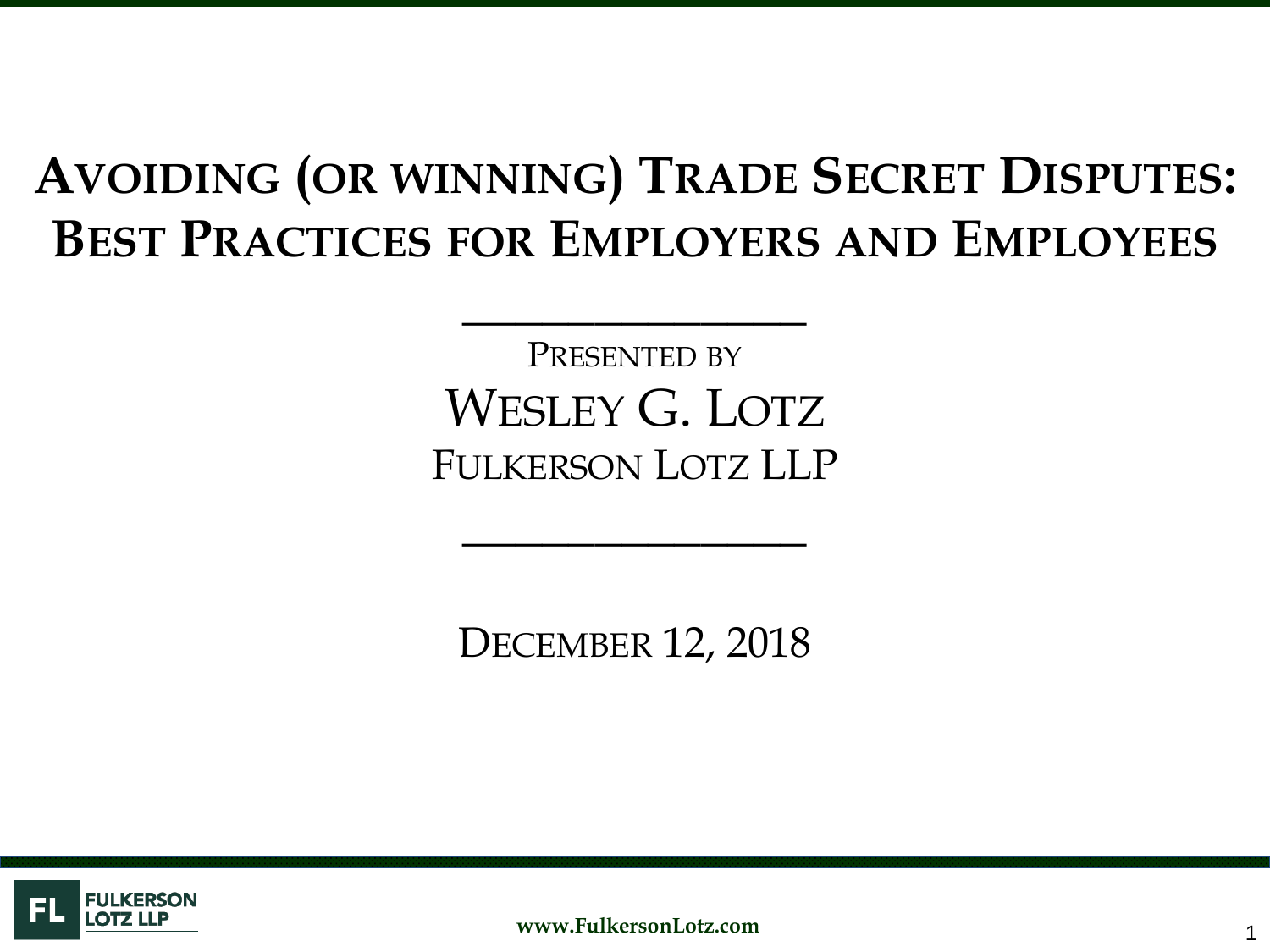# Avoiding (or winning) Trade Secret Disputes: Best Practices for Employers and Employees

Presented by

Wesley G. Lotz

Fulkerson Lotz LLP

December 12, 2018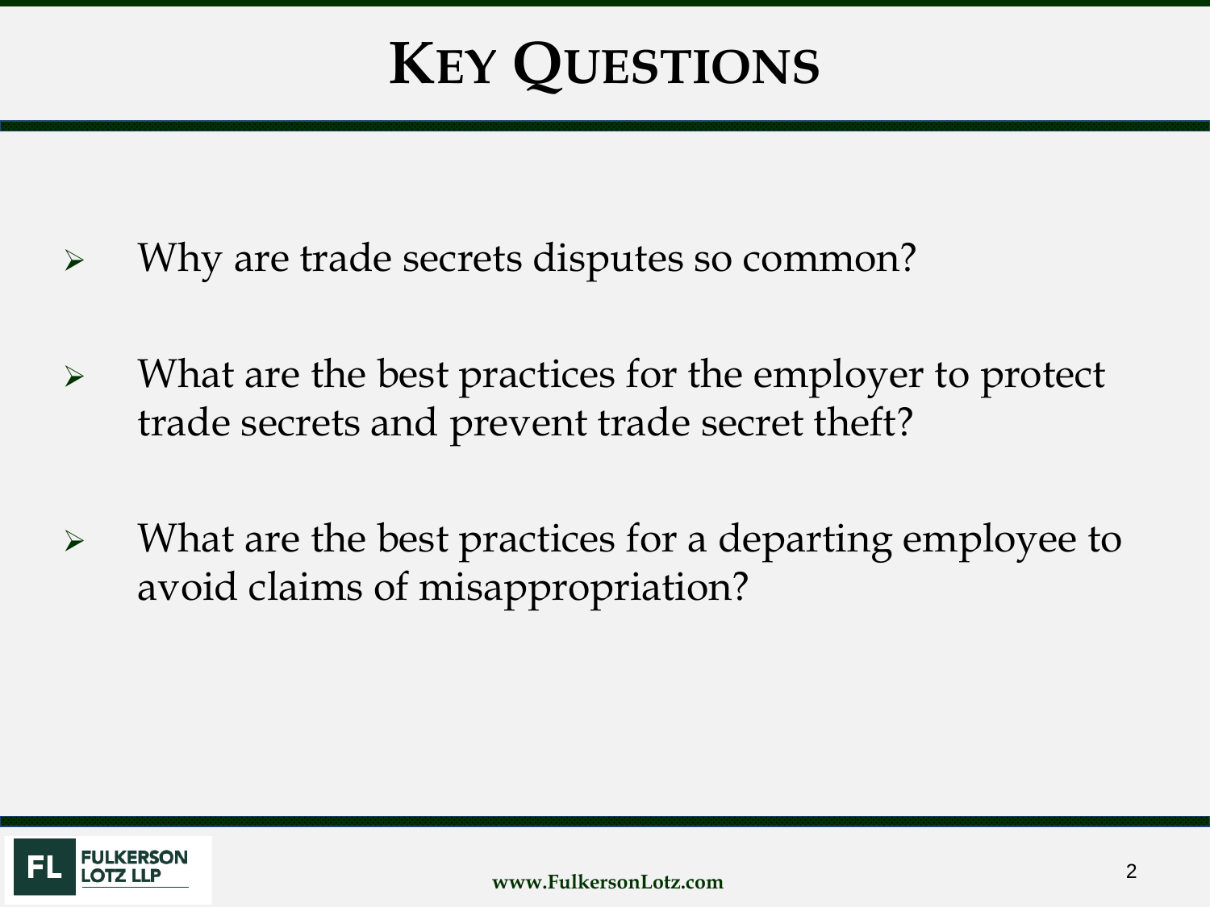# Key Questions

- Why are trade secrets disputes so common?
- What are the best practices for the employer to protect trade secrets and prevent trade secret theft?
- What are the best practices for a departing employee to avoid claims of misappropriation?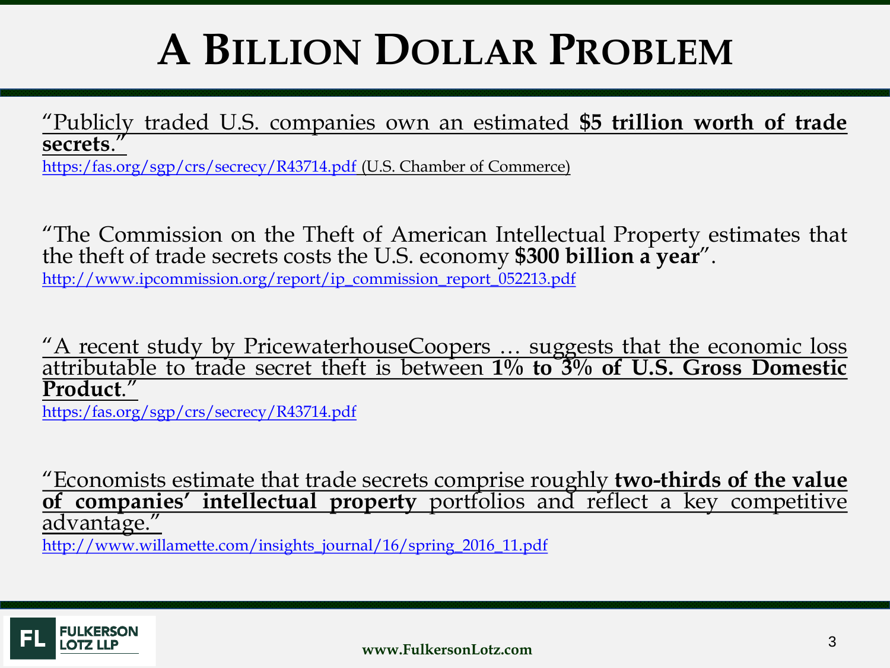# A Billion Dollar Problem

"Publicly traded U.S. companies own an estimated **$5 trillion worth of trade secrets**."
https://fas.org/sgp/crs/secrecy/R43714.pdf (U.S. Chamber of Commerce)

"The Commission on the Theft of American Intellectual Property estimates that the theft of trade secrets costs the U.S. economy **$300 billion a year**".
http://www.ipcommission.org/report/ip_commission_report_052213.pdf

"A recent study by PricewaterhouseCoopers … suggests that the economic loss attributable to trade secret theft is between **1% to 3% of U.S. Gross Domestic Product**."
https://fas.org/sgp/crs/secrecy/R43714.pdf

"Economists estimate that trade secrets comprise roughly **two-thirds of the value of companies' intellectual property** portfolios and reflect a key competitive advantage."
http://www.willamette.com/insights_journal/16/spring_2016_11.pdf

FULKERSON LOTZ LLP

www.FulkersonLotz.com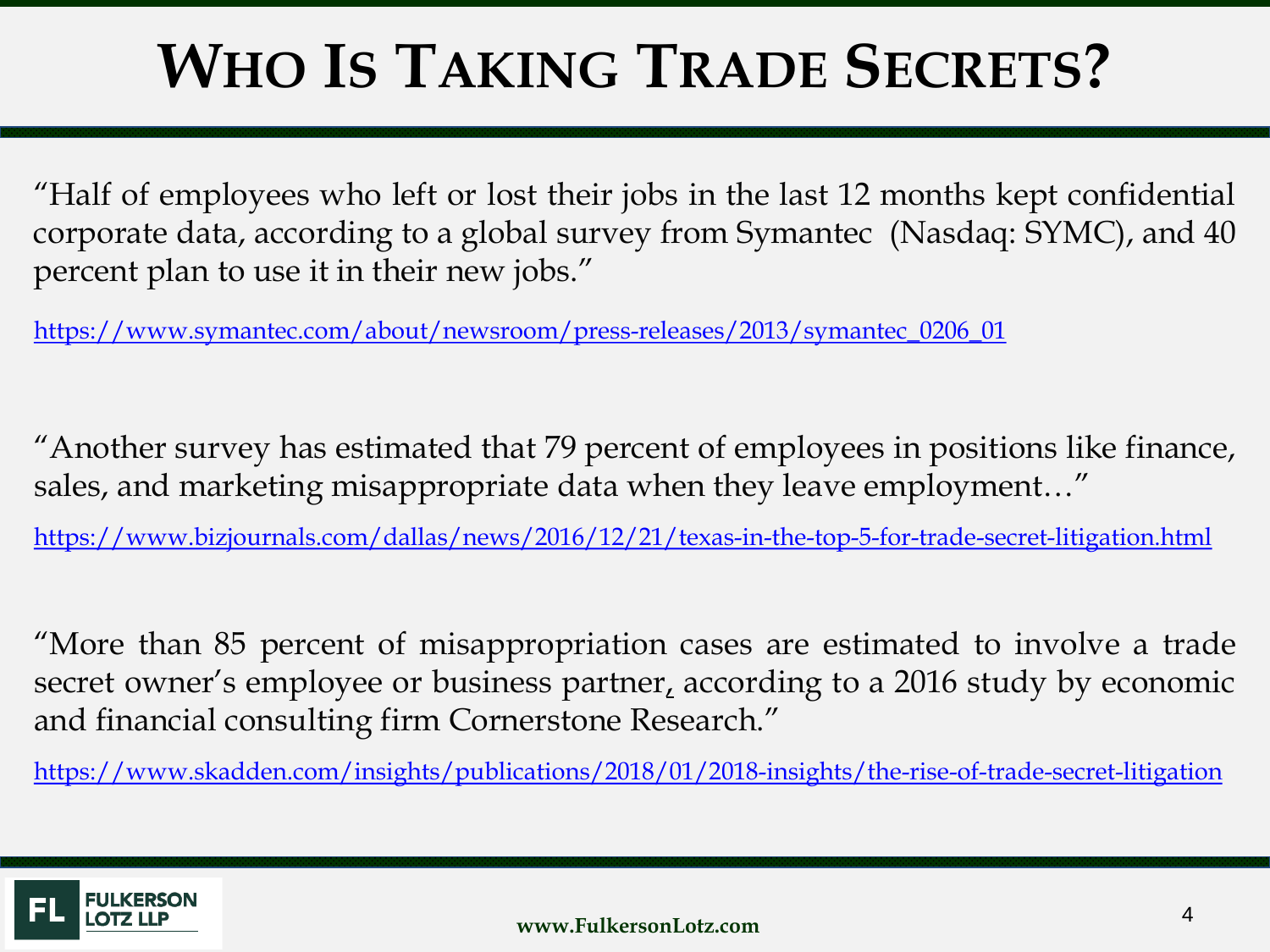# Who Is Taking Trade Secrets?

"Half of employees who left or lost their jobs in the last 12 months kept confidential corporate data, according to a global survey from Symantec (Nasdaq: SYMC), and 40 percent plan to use it in their new jobs."

https://www.symantec.com/about/newsroom/press-releases/2013/symantec_0206_01

"Another survey has estimated that 79 percent of employees in positions like finance, sales, and marketing misappropriate data when they leave employment…"

https://www.bizjournals.com/dallas/news/2016/12/21/texas-in-the-top-5-for-trade-secret-litigation.html

"More than 85 percent of misappropriation cases are estimated to involve a trade secret owner's employee or business partner, according to a 2016 study by economic and financial consulting firm Cornerstone Research."

https://www.skadden.com/insights/publications/2018/01/2018-insights/the-rise-of-trade-secret-litigation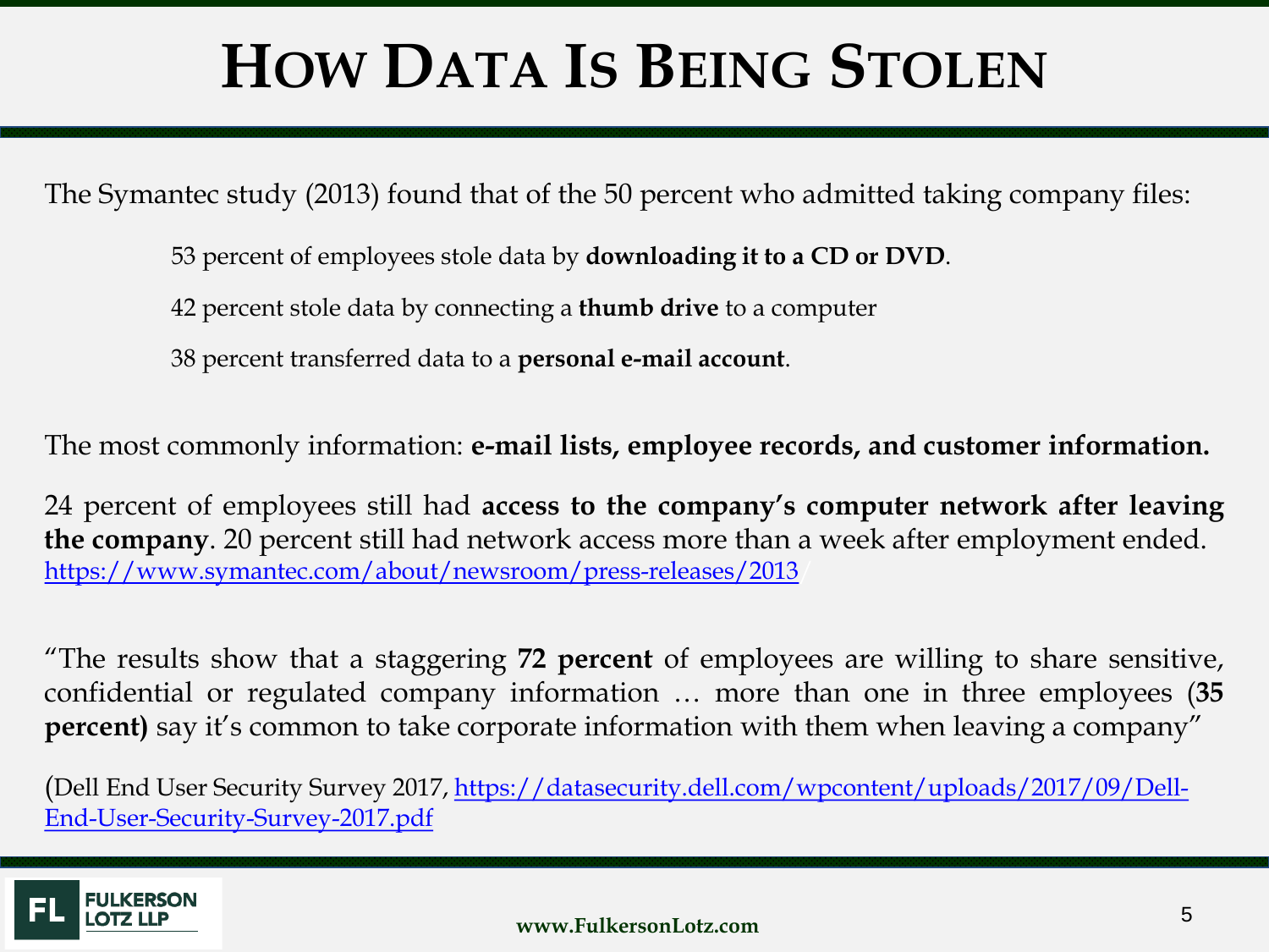# HOW DATA IS BEING STOLEN

The Symantec study (2013) found that of the 50 percent who admitted taking company files:

53 percent of employees stole data by **downloading it to a CD or DVD**.

42 percent stole data by connecting a **thumb drive** to a computer

38 percent transferred data to a **personal e-mail account**.

The most commonly information: **e-mail lists, employee records, and customer information.**

24 percent of employees still had **access to the company's computer network after leaving the company**. 20 percent still had network access more than a week after employment ended. https://www.symantec.com/about/newsroom/press-releases/2013/

"The results show that a staggering **72 percent** of employees are willing to share sensitive, confidential or regulated company information … more than one in three employees (**35 percent)** say it's common to take corporate information with them when leaving a company"

(Dell End User Security Survey 2017, https://datasecurity.dell.com/wpcontent/uploads/2017/09/Dell-End-User-Security-Survey-2017.pdf

FULKERSON LOTZ LLP

www.FulkersonLotz.com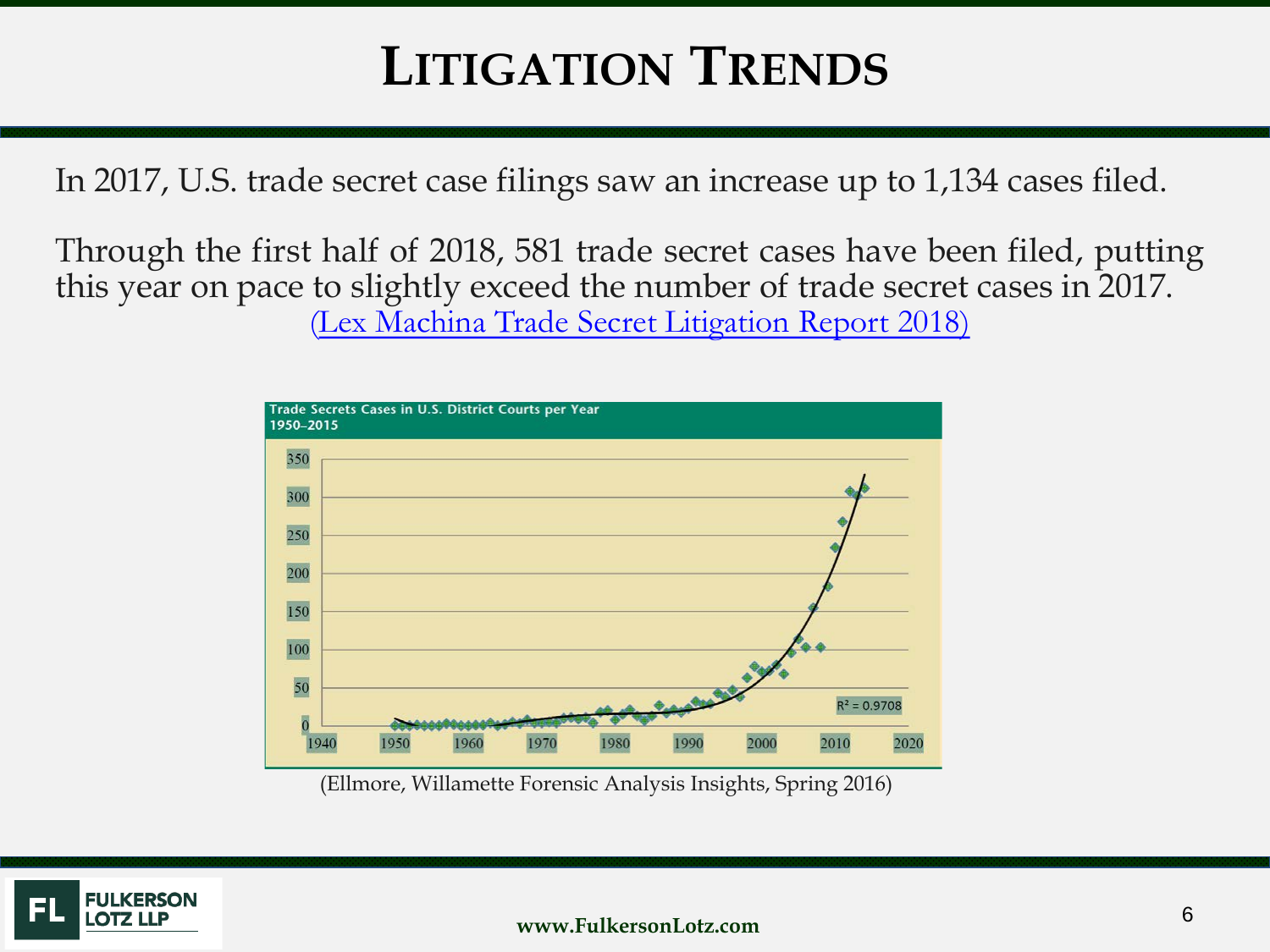# Litigation Trends

In 2017, U.S. trade secret case filings saw an increase up to 1,134 cases filed.

Through the first half of 2018, 581 trade secret cases have been filed, putting this year on pace to slightly exceed the number of trade secret cases in 2017. (Lex Machina Trade Secret Litigation Report 2018)

**Trade Secrets Cases in U.S. District Courts per Year 1950–2015**

(Ellmore, Willamette Forensic Analysis Insights, Spring 2016)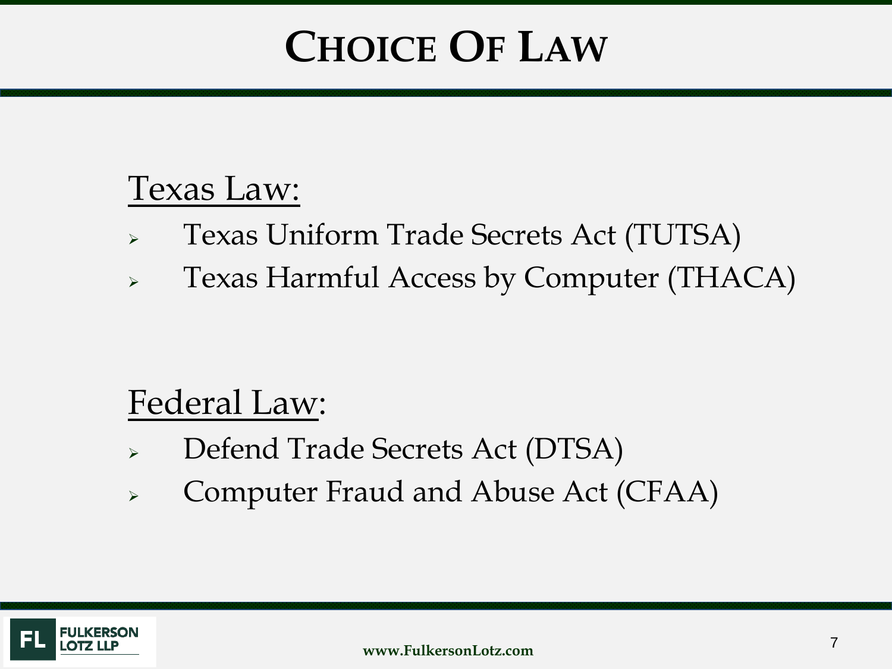# CHOICE OF LAW

Texas Law:

- Texas Uniform Trade Secrets Act (TUTSA)
- Texas Harmful Access by Computer (THACA)

Federal Law:

- Defend Trade Secrets Act (DTSA)
- Computer Fraud and Abuse Act (CFAA)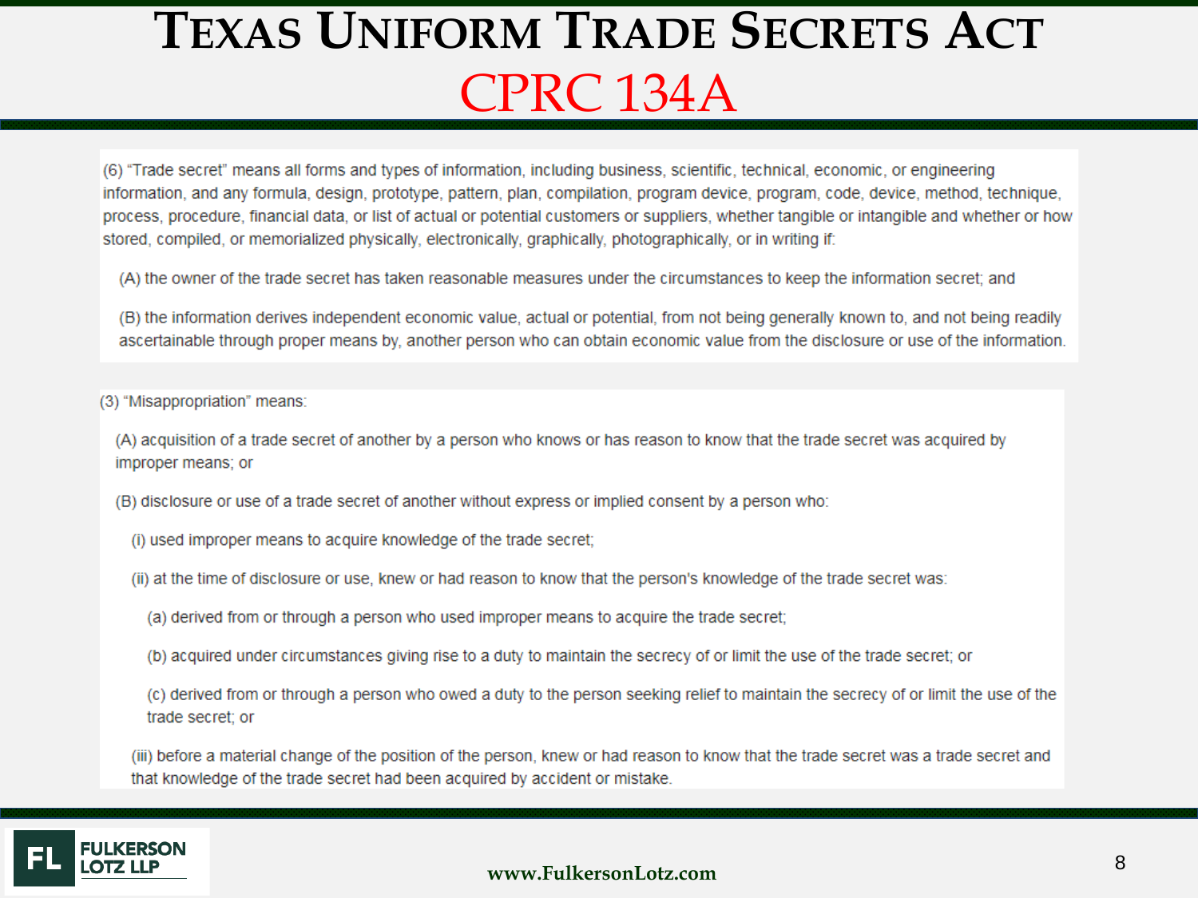# Texas Uniform Trade Secrets Act
## CPRC 134A

(6) "Trade secret" means all forms and types of information, including business, scientific, technical, economic, or engineering information, and any formula, design, prototype, pattern, plan, compilation, program device, program, code, device, method, technique, process, procedure, financial data, or list of actual or potential customers or suppliers, whether tangible or intangible and whether or how stored, compiled, or memorialized physically, electronically, graphically, photographically, or in writing if:

(A) the owner of the trade secret has taken reasonable measures under the circumstances to keep the information secret; and

(B) the information derives independent economic value, actual or potential, from not being generally known to, and not being readily ascertainable through proper means by, another person who can obtain economic value from the disclosure or use of the information.

(3) "Misappropriation" means:

(A) acquisition of a trade secret of another by a person who knows or has reason to know that the trade secret was acquired by improper means; or

(B) disclosure or use of a trade secret of another without express or implied consent by a person who:

(i) used improper means to acquire knowledge of the trade secret;

(ii) at the time of disclosure or use, knew or had reason to know that the person's knowledge of the trade secret was:

(a) derived from or through a person who used improper means to acquire the trade secret;

(b) acquired under circumstances giving rise to a duty to maintain the secrecy of or limit the use of the trade secret; or

(c) derived from or through a person who owed a duty to the person seeking relief to maintain the secrecy of or limit the use of the trade secret; or

(iii) before a material change of the position of the person, knew or had reason to know that the trade secret was a trade secret and that knowledge of the trade secret had been acquired by accident or mistake.

FULKERSON LOTZ LLP

www.FulkersonLotz.com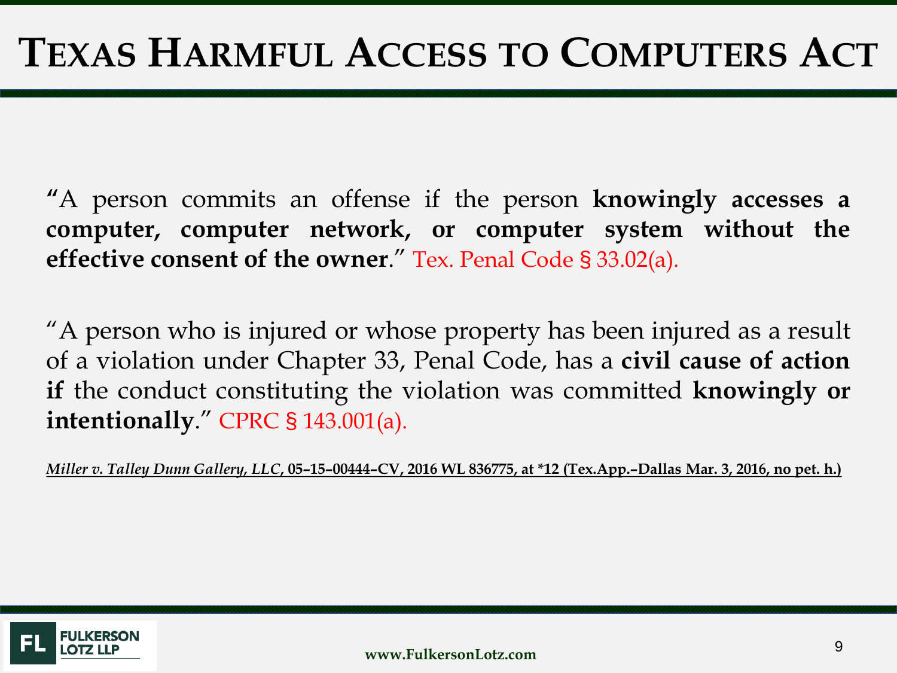# Texas Harmful Access to Computers Act

"A person commits an offense if the person **knowingly accesses a computer, computer network, or computer system without the effective consent of the owner**." Tex. Penal Code § 33.02(a).

"A person who is injured or whose property has been injured as a result of a violation under Chapter 33, Penal Code, has a **civil cause of action if** the conduct constituting the violation was committed **knowingly or intentionally**." CPRC § 143.001(a).

***Miller v. Talley Dunn Gallery, LLC*, 05–15–00444–CV, 2016 WL 836775, at *12 (Tex.App.–Dallas Mar. 3, 2016, no pet. h.)**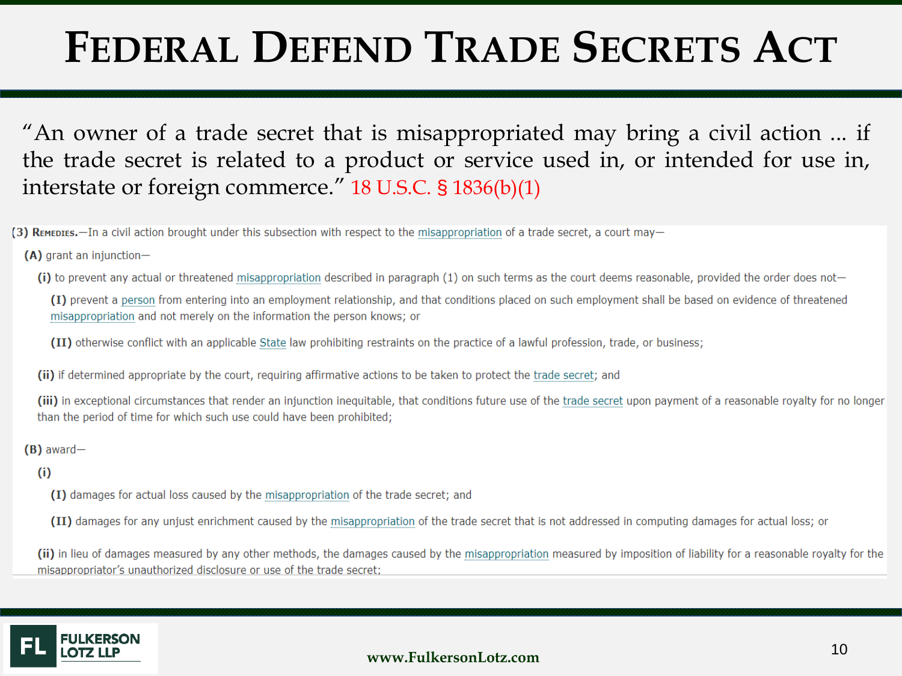# Federal Defend Trade Secrets Act

"An owner of a trade secret that is misappropriated may bring a civil action ... if the trade secret is related to a product or service used in, or intended for use in, interstate or foreign commerce." 18 U.S.C. § 1836(b)(1)

**(3) Remedies.**—In a civil action brought under this subsection with respect to the misappropriation of a trade secret, a court may—

**(A)** grant an injunction—

**(i)** to prevent any actual or threatened misappropriation described in paragraph (1) on such terms as the court deems reasonable, provided the order does not—

**(I)** prevent a person from entering into an employment relationship, and that conditions placed on such employment shall be based on evidence of threatened misappropriation and not merely on the information the person knows; or

**(II)** otherwise conflict with an applicable State law prohibiting restraints on the practice of a lawful profession, trade, or business;

**(ii)** if determined appropriate by the court, requiring affirmative actions to be taken to protect the trade secret; and

**(iii)** in exceptional circumstances that render an injunction inequitable, that conditions future use of the trade secret upon payment of a reasonable royalty for no longer than the period of time for which such use could have been prohibited;

**(B)** award—

**(i)**

**(I)** damages for actual loss caused by the misappropriation of the trade secret; and

**(II)** damages for any unjust enrichment caused by the misappropriation of the trade secret that is not addressed in computing damages for actual loss; or

**(ii)** in lieu of damages measured by any other methods, the damages caused by the misappropriation measured by imposition of liability for a reasonable royalty for the misappropriator's unauthorized disclosure or use of the trade secret;

FULKERSON LOTZ LLP

www.FulkersonLotz.com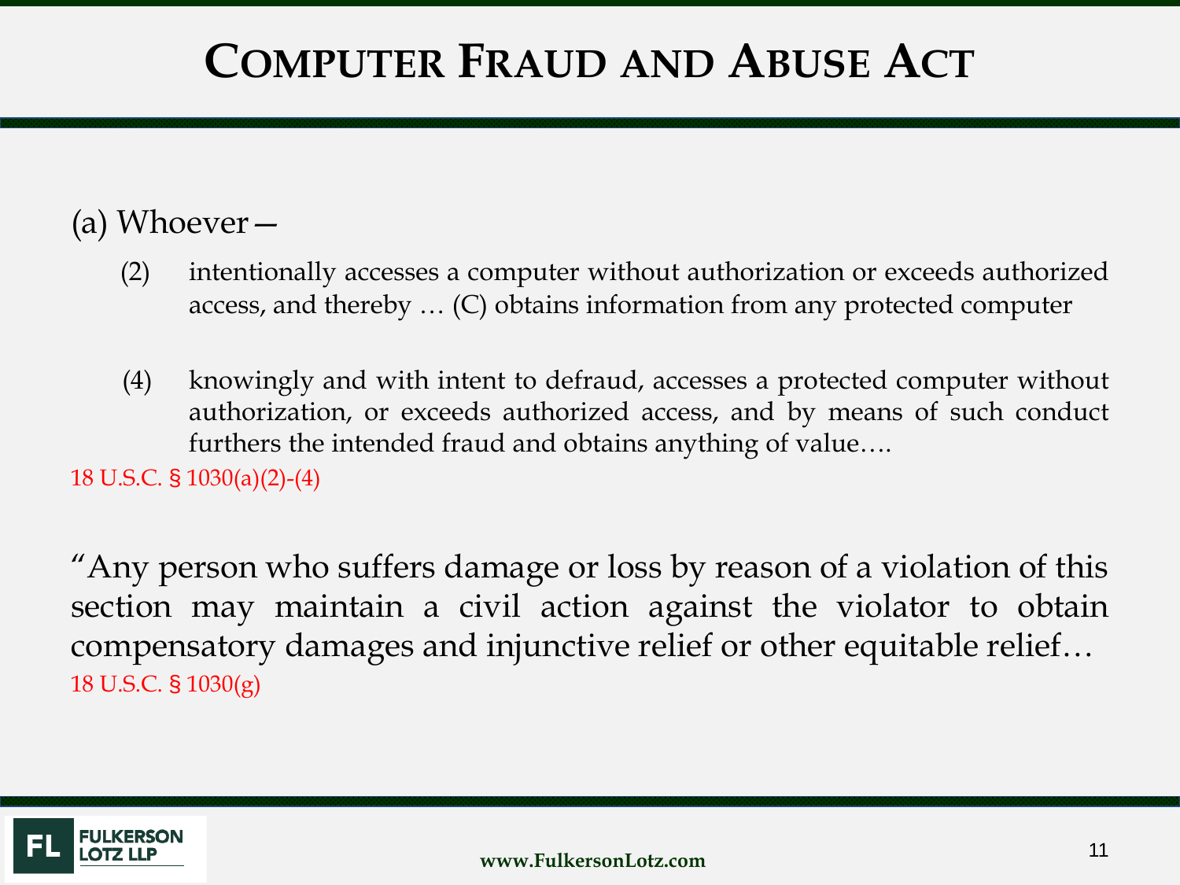# Computer Fraud and Abuse Act

(a) Whoever—

(2) intentionally accesses a computer without authorization or exceeds authorized access, and thereby … (C) obtains information from any protected computer

(4) knowingly and with intent to defraud, accesses a protected computer without authorization, or exceeds authorized access, and by means of such conduct furthers the intended fraud and obtains anything of value….

18 U.S.C. § 1030(a)(2)-(4)

"Any person who suffers damage or loss by reason of a violation of this section may maintain a civil action against the violator to obtain compensatory damages and injunctive relief or other equitable relief…

18 U.S.C. § 1030(g)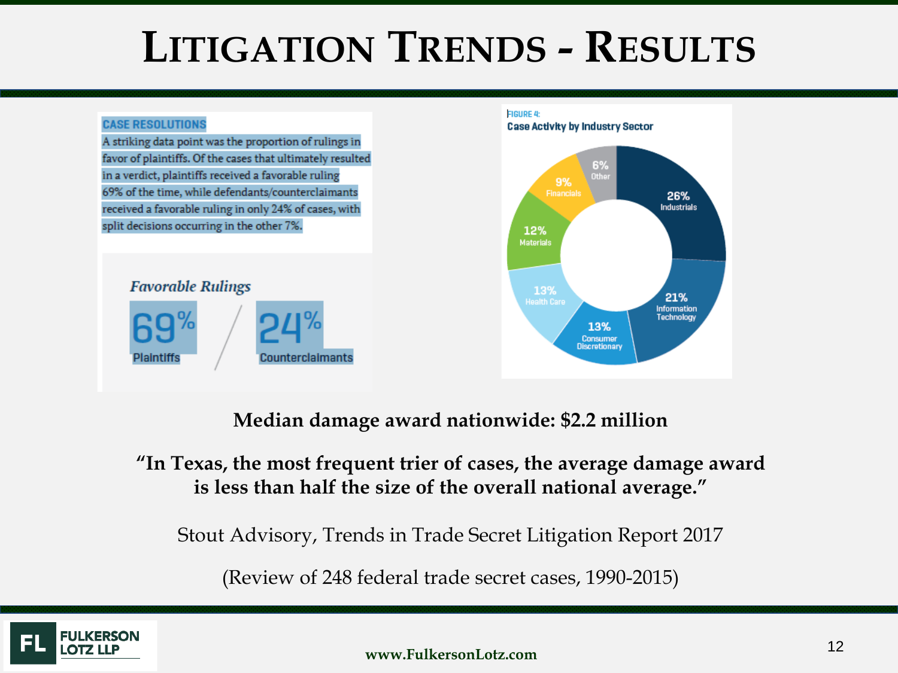# LITIGATION TRENDS - RESULTS

**CASE RESOLUTIONS**

A striking data point was the proportion of rulings in favor of plaintiffs. Of the cases that ultimately resulted in a verdict, plaintiffs received a favorable ruling 69% of the time, while defendants/counterclaimants received a favorable ruling in only 24% of cases, with split decisions occurring in the other 7%.

*Favorable Rulings*

69% Plaintiffs / 24% Counterclaimants

FIGURE 4:
**Case Activity by Industry Sector**

| Sector | Share |
|---|---|
| Industrials | 26% |
| Information Technology | 21% |
| Consumer Discretionary | 13% |
| Health Care | 13% |
| Materials | 12% |
| Financials | 9% |
| Other | 6% |

**Median damage award nationwide: $2.2 million**

**"In Texas, the most frequent trier of cases, the average damage award is less than half the size of the overall national average."**

Stout Advisory, Trends in Trade Secret Litigation Report 2017

(Review of 248 federal trade secret cases, 1990-2015)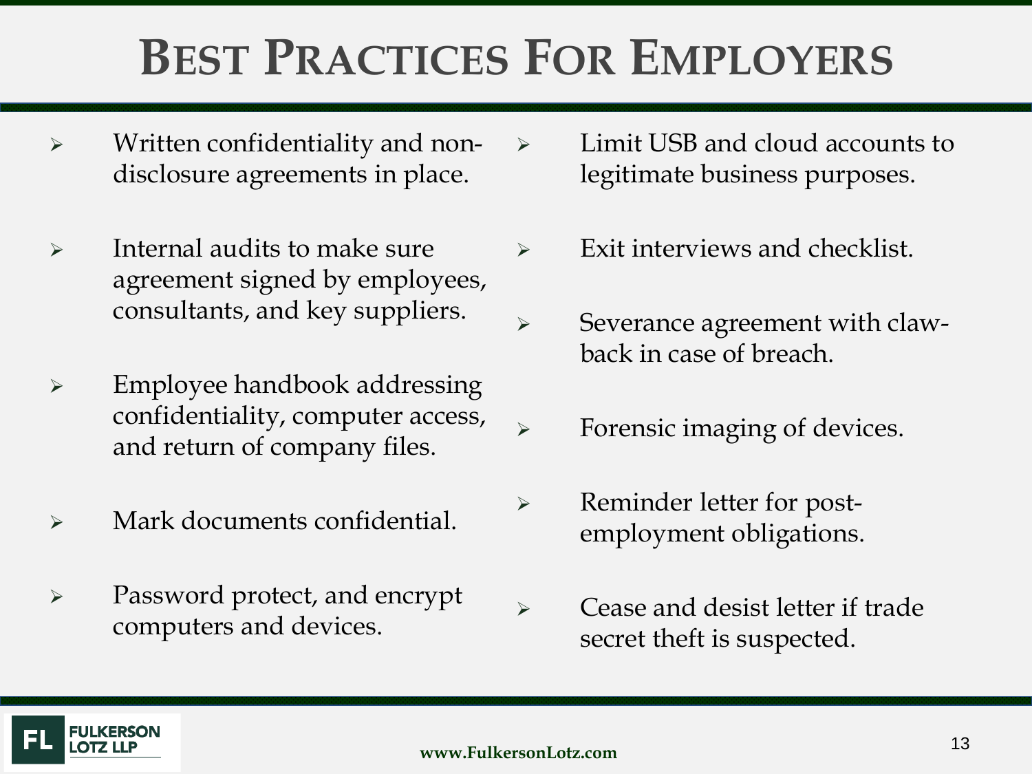# BEST PRACTICES FOR EMPLOYERS

- Written confidentiality and non-disclosure agreements in place.
- Internal audits to make sure agreement signed by employees, consultants, and key suppliers.
- Employee handbook addressing confidentiality, computer access, and return of company files.
- Mark documents confidential.
- Password protect, and encrypt computers and devices.
- Limit USB and cloud accounts to legitimate business purposes.
- Exit interviews and checklist.
- Severance agreement with claw-back in case of breach.
- Forensic imaging of devices.
- Reminder letter for post-employment obligations.
- Cease and desist letter if trade secret theft is suspected.

FULKERSON LOTZ LLP

www.FulkersonLotz.com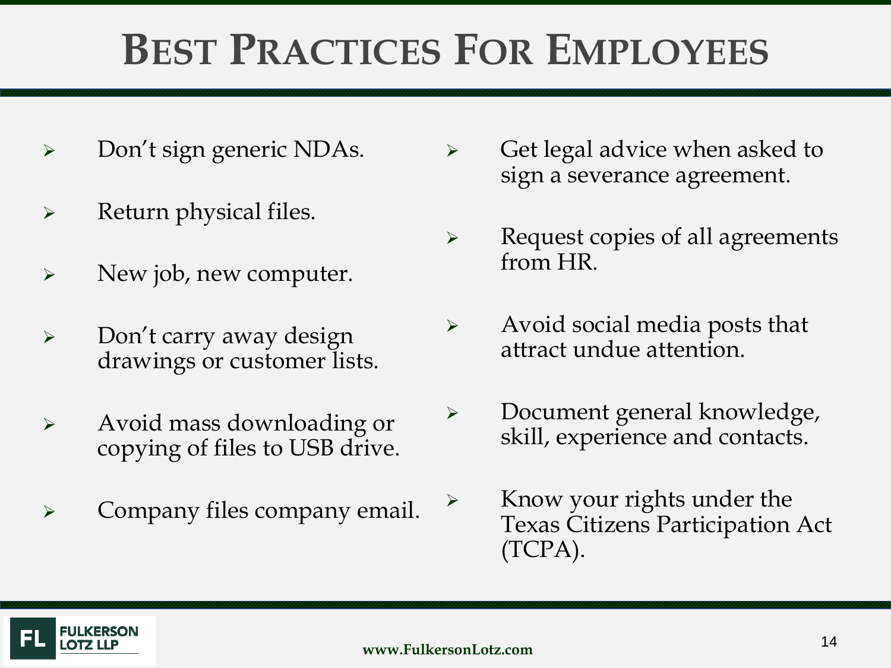# Best Practices For Employees

- Don’t sign generic NDAs.
- Return physical files.
- New job, new computer.
- Don’t carry away design drawings or customer lists.
- Avoid mass downloading or copying of files to USB drive.
- Company files company email.
- Get legal advice when asked to sign a severance agreement.
- Request copies of all agreements from HR.
- Avoid social media posts that attract undue attention.
- Document general knowledge, skill, experience and contacts.
- Know your rights under the Texas Citizens Participation Act (TCPA).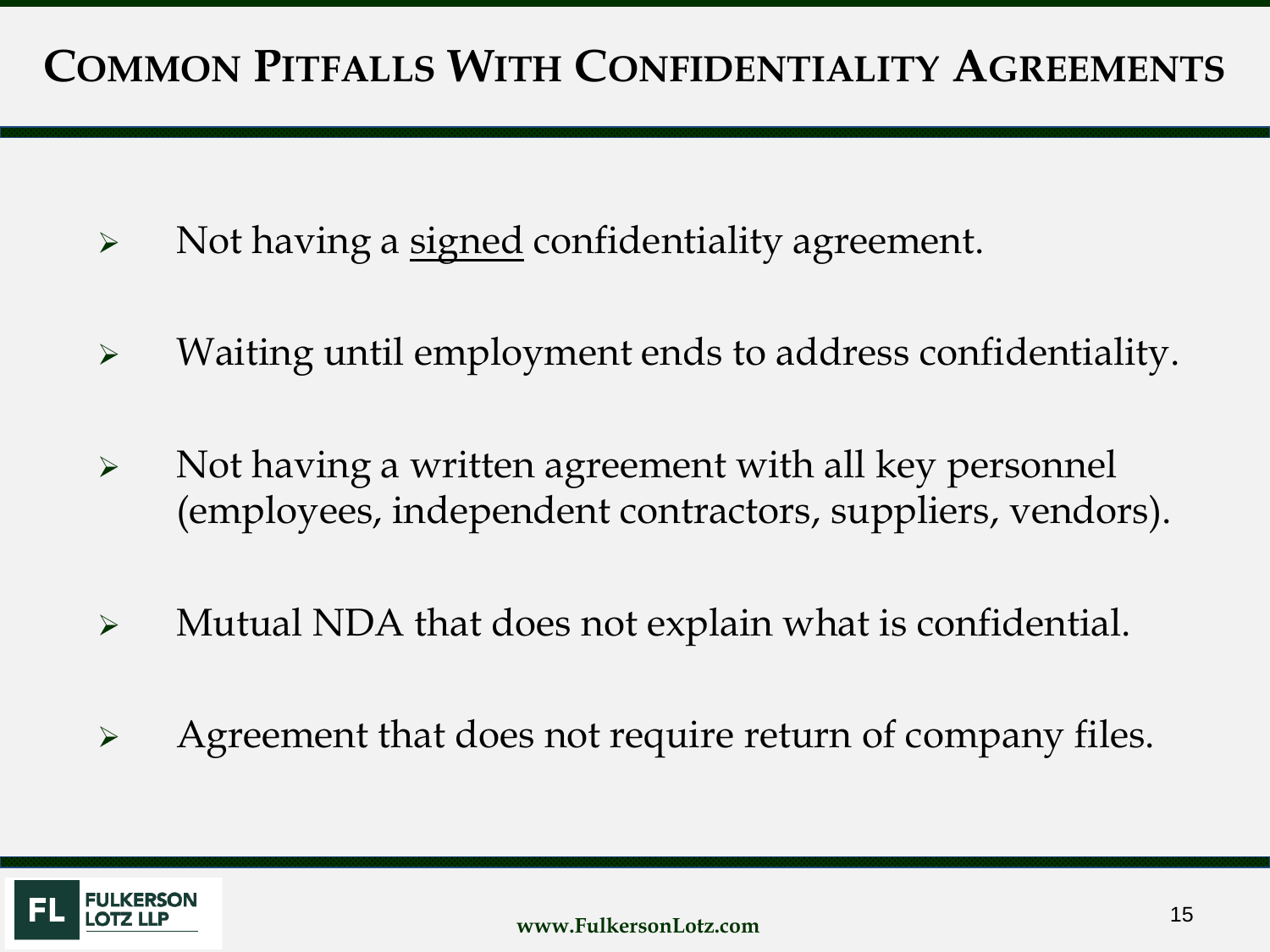# Common Pitfalls With Confidentiality Agreements

- Not having a <u>signed</u> confidentiality agreement.
- Waiting until employment ends to address confidentiality.
- Not having a written agreement with all key personnel (employees, independent contractors, suppliers, vendors).
- Mutual NDA that does not explain what is confidential.
- Agreement that does not require return of company files.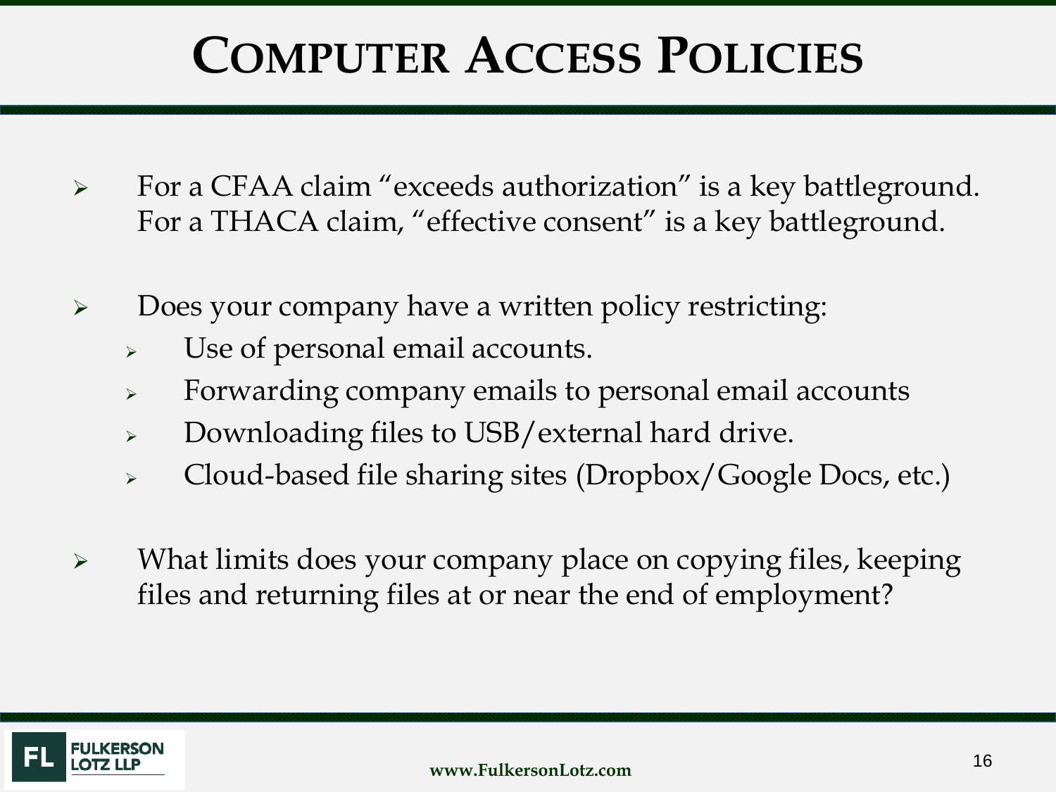# Computer Access Policies

- For a CFAA claim "exceeds authorization" is a key battleground. For a THACA claim, "effective consent" is a key battleground.
- Does your company have a written policy restricting:
  - Use of personal email accounts.
  - Forwarding company emails to personal email accounts
  - Downloading files to USB/external hard drive.
  - Cloud-based file sharing sites (Dropbox/Google Docs, etc.)
- What limits does your company place on copying files, keeping files and returning files at or near the end of employment?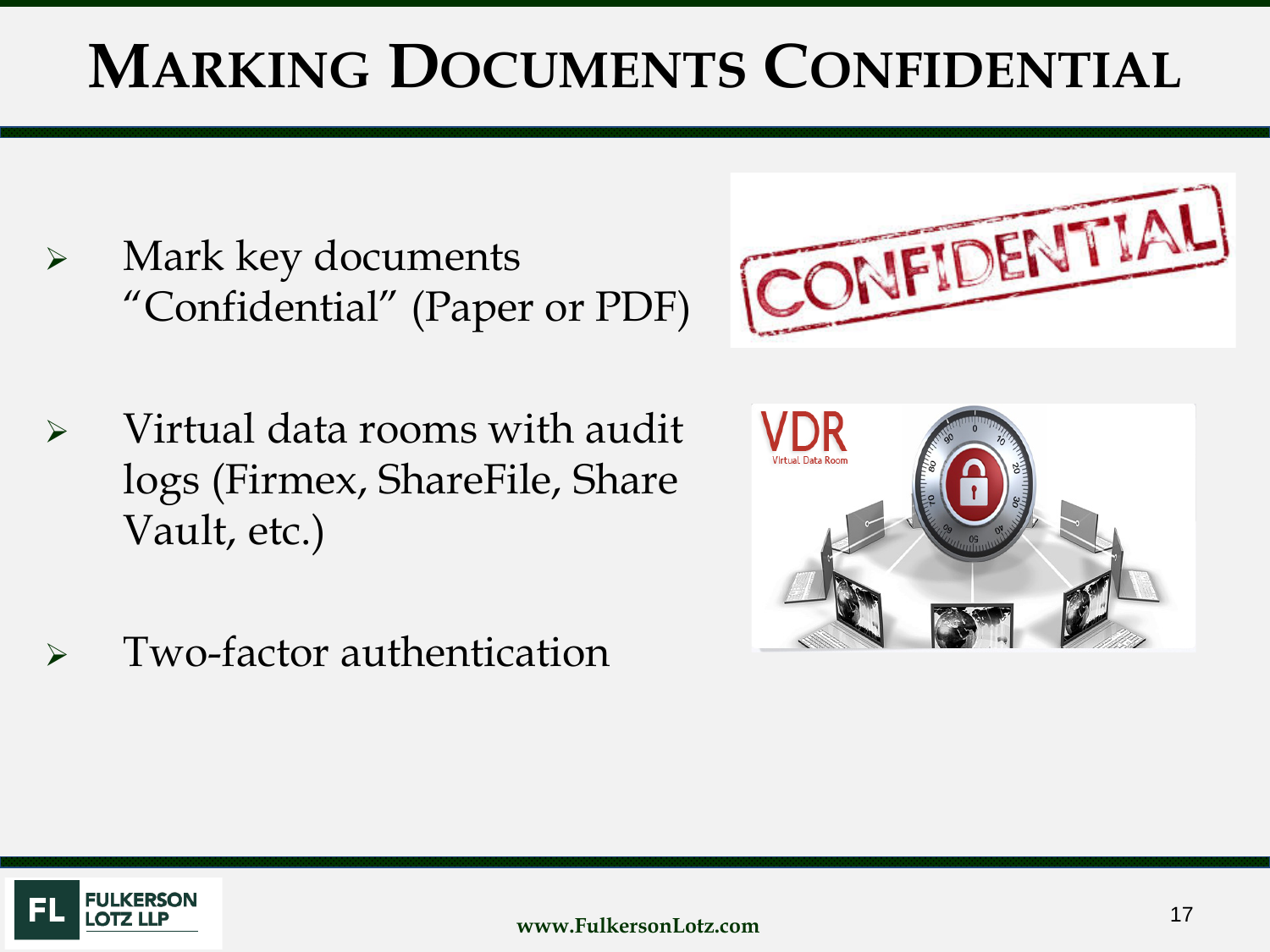# Marking Documents Confidential

- Mark key documents "Confidential" (Paper or PDF)
- Virtual data rooms with audit logs (Firmex, ShareFile, Share Vault, etc.)
- Two-factor authentication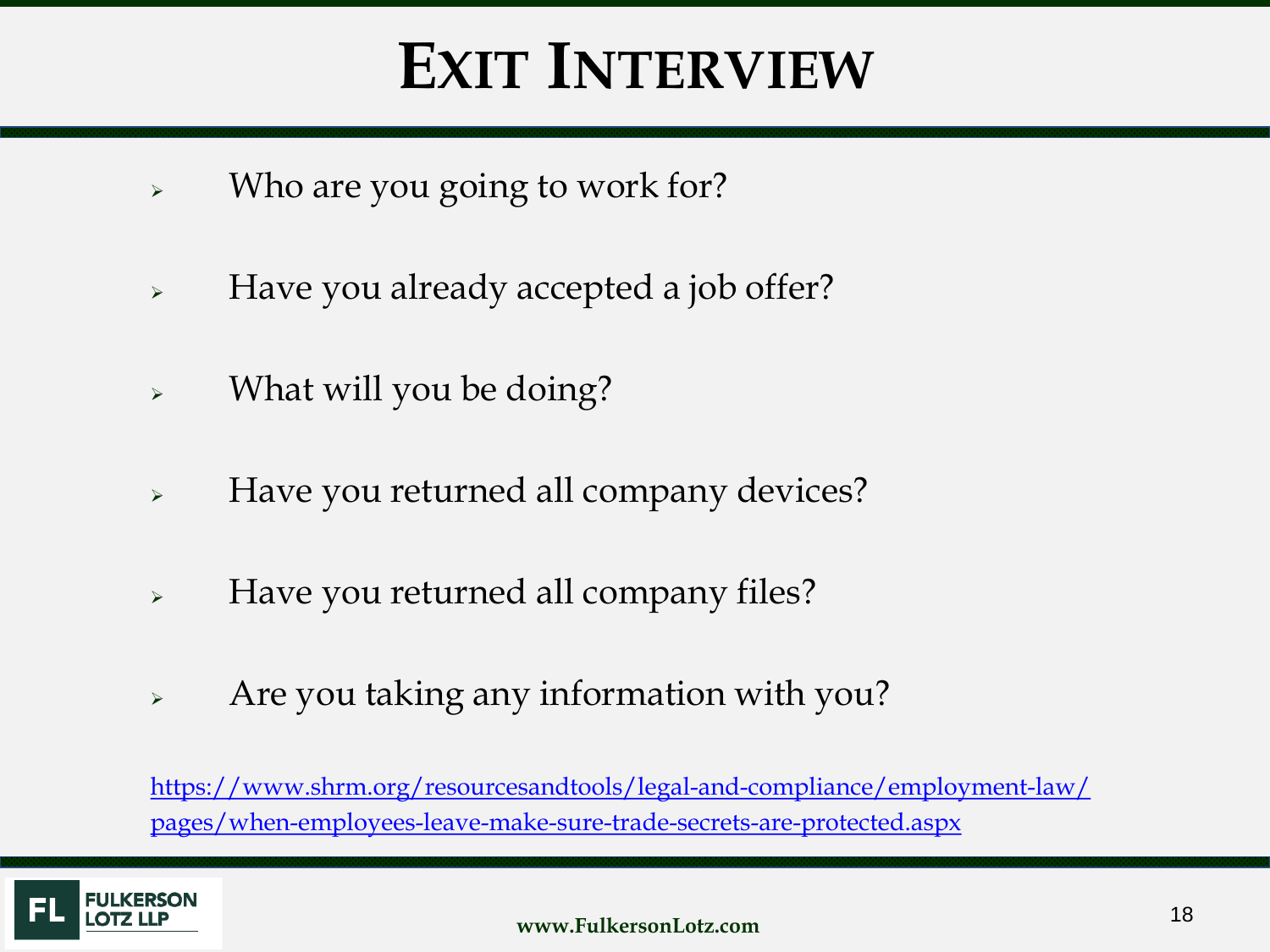# EXIT INTERVIEW

- Who are you going to work for?
- Have you already accepted a job offer?
- What will you be doing?
- Have you returned all company devices?
- Have you returned all company files?
- Are you taking any information with you?

https://www.shrm.org/resourcesandtools/legal-and-compliance/employment-law/pages/when-employees-leave-make-sure-trade-secrets-are-protected.aspx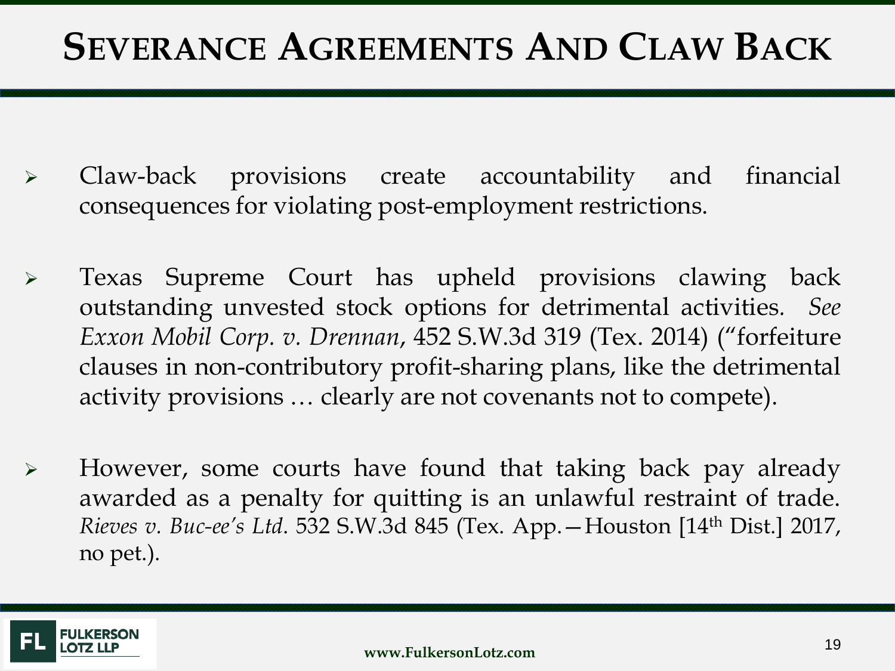# Severance Agreements And Claw Back

- Claw-back provisions create accountability and financial consequences for violating post-employment restrictions.

- Texas Supreme Court has upheld provisions clawing back outstanding unvested stock options for detrimental activities. *See Exxon Mobil Corp. v. Drennan*, 452 S.W.3d 319 (Tex. 2014) ("forfeiture clauses in non-contributory profit-sharing plans, like the detrimental activity provisions … clearly are not covenants not to compete).

- However, some courts have found that taking back pay already awarded as a penalty for quitting is an unlawful restraint of trade. *Rieves v. Buc-ee's Ltd*. 532 S.W.3d 845 (Tex. App.—Houston [14th Dist.] 2017, no pet.).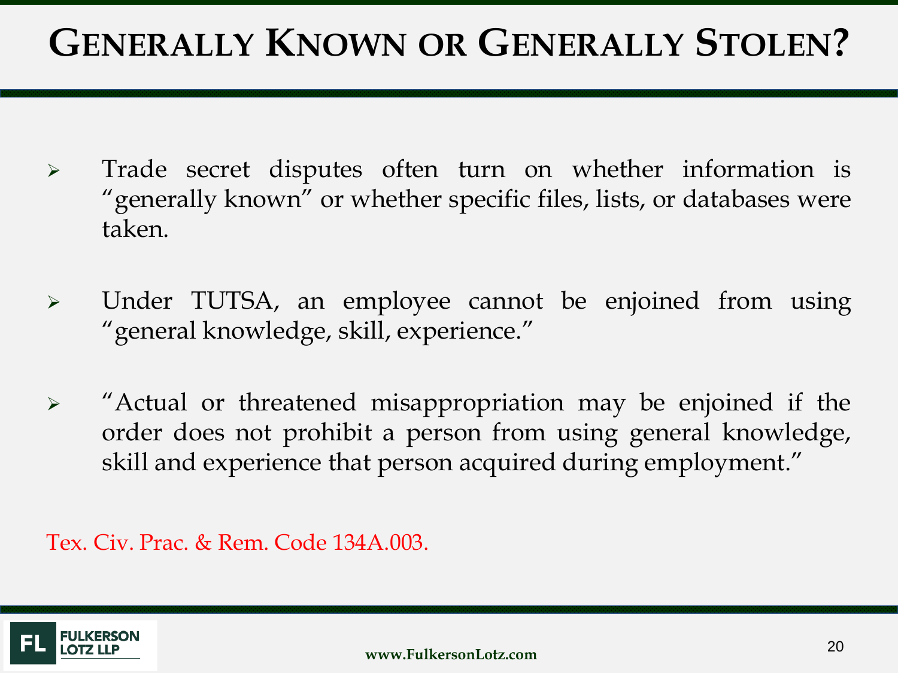# Generally Known or Generally Stolen?

- Trade secret disputes often turn on whether information is "generally known" or whether specific files, lists, or databases were taken.

- Under TUTSA, an employee cannot be enjoined from using "general knowledge, skill, experience."

- "Actual or threatened misappropriation may be enjoined if the order does not prohibit a person from using general knowledge, skill and experience that person acquired during employment."

Tex. Civ. Prac. & Rem. Code 134A.003.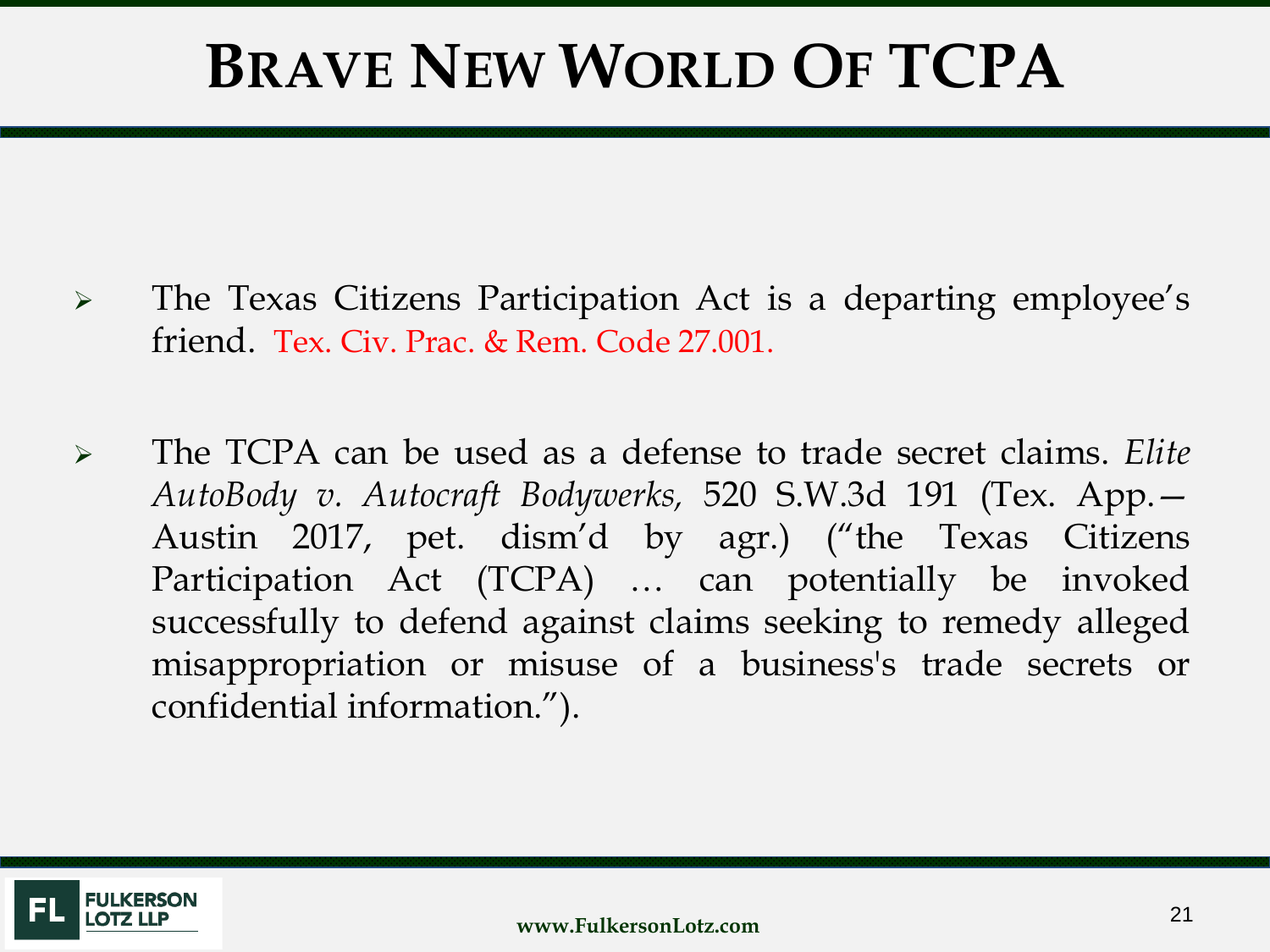# Brave New World Of TCPA

- The Texas Citizens Participation Act is a departing employee's friend. Tex. Civ. Prac. & Rem. Code 27.001.

- The TCPA can be used as a defense to trade secret claims. *Elite AutoBody v. Autocraft Bodywerks,* 520 S.W.3d 191 (Tex. App.—Austin 2017, pet. dism'd by agr.) ("the Texas Citizens Participation Act (TCPA) … can potentially be invoked successfully to defend against claims seeking to remedy alleged misappropriation or misuse of a business's trade secrets or confidential information.").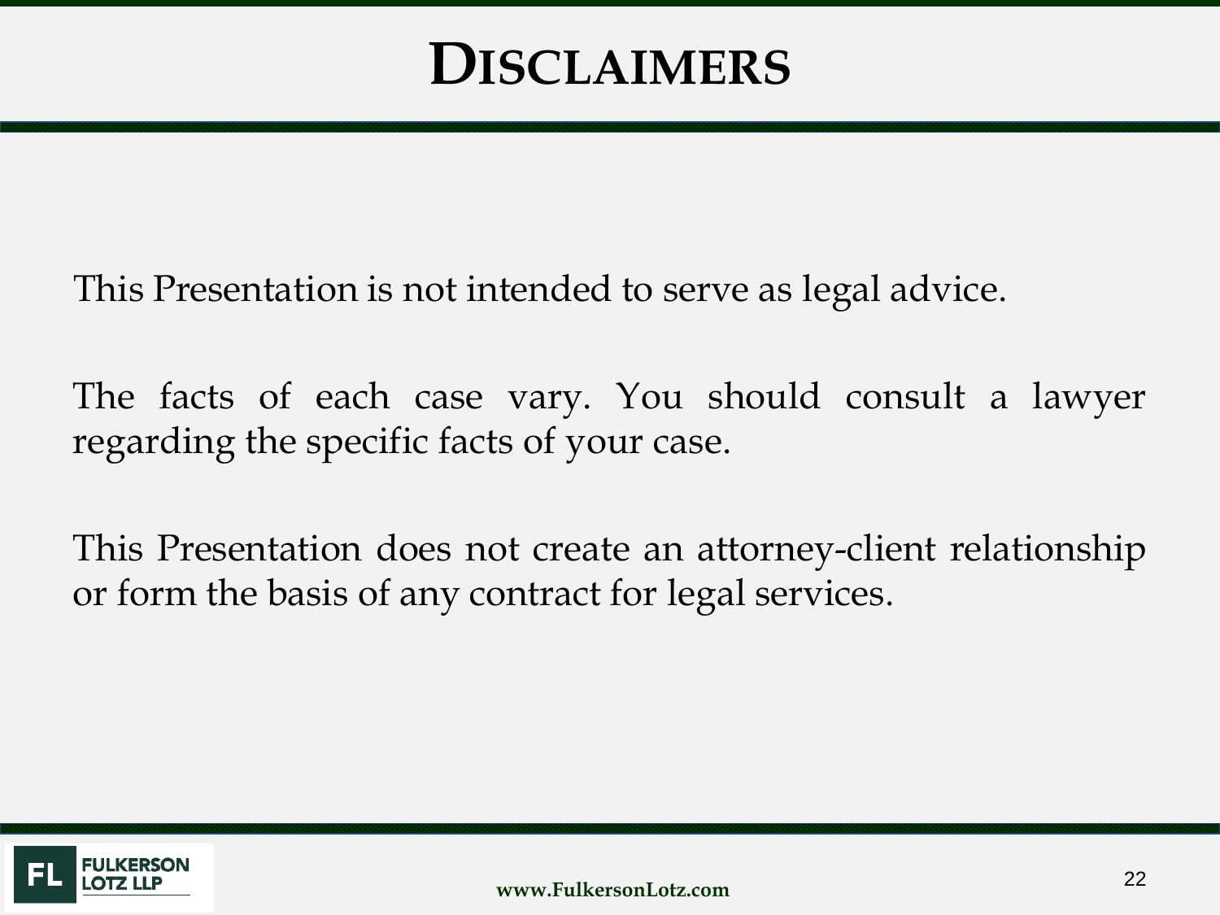# Disclaimers

This Presentation is not intended to serve as legal advice.

The facts of each case vary. You should consult a lawyer regarding the specific facts of your case.

This Presentation does not create an attorney-client relationship or form the basis of any contract for legal services.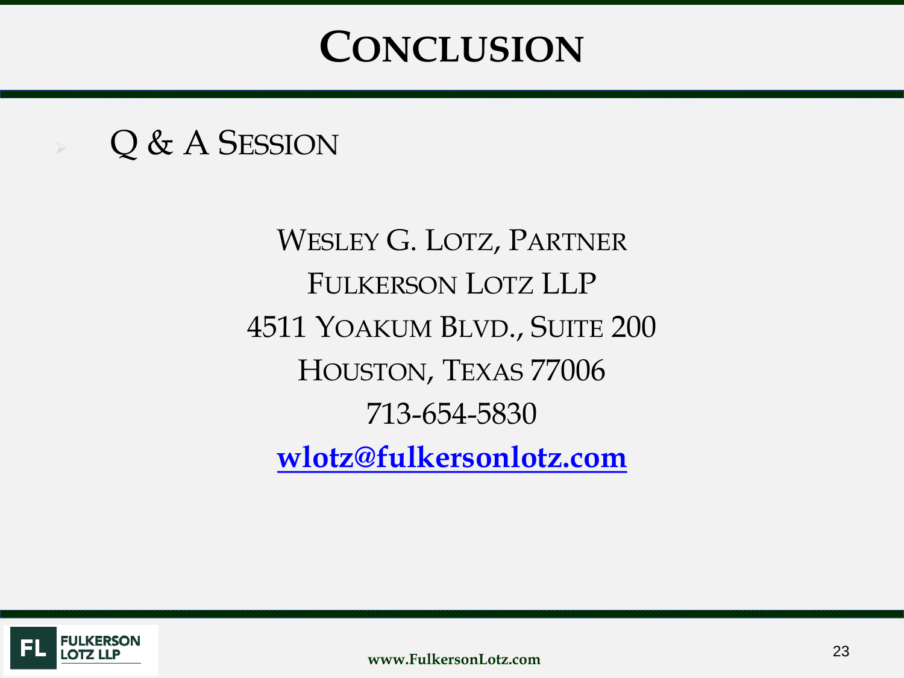# CONCLUSION

- Q & A SESSION

WESLEY G. LOTZ, PARTNER

FULKERSON LOTZ LLP

4511 YOAKUM BLVD., SUITE 200

HOUSTON, TEXAS 77006

713-654-5830

**wlotz@fulkersonlotz.com**

FL FULKERSON LOTZ LLP

www.FulkersonLotz.com